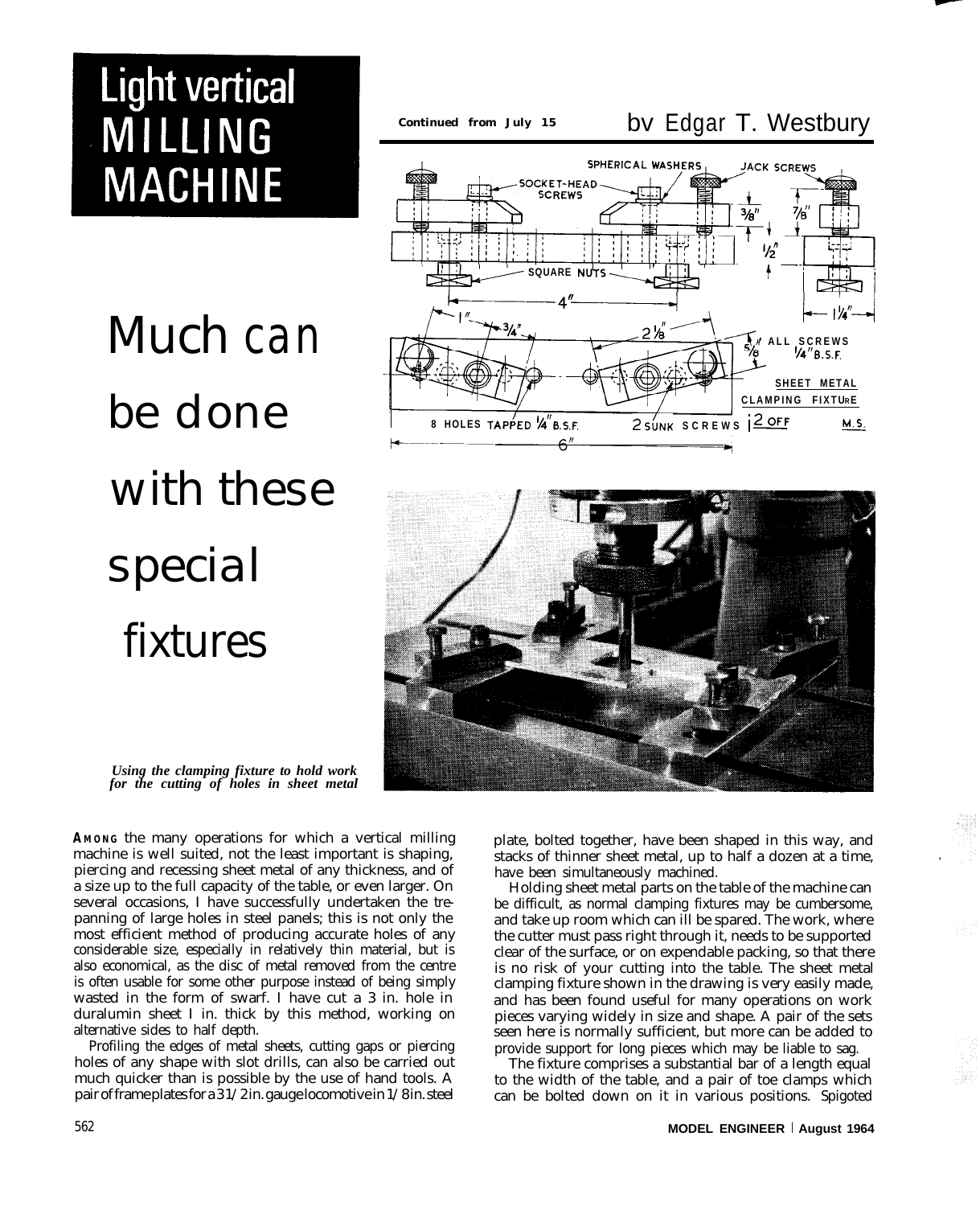# Light vertical MILLING MACHINE

Continued from July 15

by Edgar T. Westbury

## Much can be done with these special fixtures

*Using the clamping fixture to hold work for the cutting of holes in sheet metal*

**AMONG** the many operations for which a vertical milling machine is well suited, not the least important is shaping, piercing and recessing sheet metal of any thickness, and of a size up to the full capacity of the table, or even larger. On several occasions, I have successfully undertaken the trepanning of large holes in steel panels; this is not only the most efficient method of producing accurate holes of any considerable size, especially in relatively thin material, but is also economical, as the disc of metal removed from the centre is often usable for some other purpose instead of being simply wasted in the form of swarf. I have cut a 3 in. hole in duralumin sheet I in. thick by this method, working on alternative sides to half depth.

Profiling the edges of metal sheets, cutting gaps or piercing holes of any shape with slot drills, can also be carried out much quicker than is possible by the use of hand tools. A pair of frame plates for a 3 1/2 in. gauge locomotive in 1/8 in. steel plate, bolted together, have been shaped in this way, and stacks of thinner sheet metal, up to half a dozen at a time, have been simultaneously machined.

Holding sheet metal parts on the table of the machine can be difficult, as normal clamping fixtures may be cumbersome, and take up room which can ill be spared. The work, where the cutter must pass right through it, needs to be supported clear of the surface, or on expendable packing, so that there is no risk of your cutting into the table. The sheet metal clamping fixture shown in the drawing is very easily made, and has been found useful for many operations on work pieces varying widely in size and shape. A pair of the sets seen here is normally sufficient, but more can be added to provide support for long pieces which may be liable to sag.

The fixture comprises a substantial bar of a length equal to the width of the table, and a pair of toe clamps which can be bolted down on it in various positions. Spigoted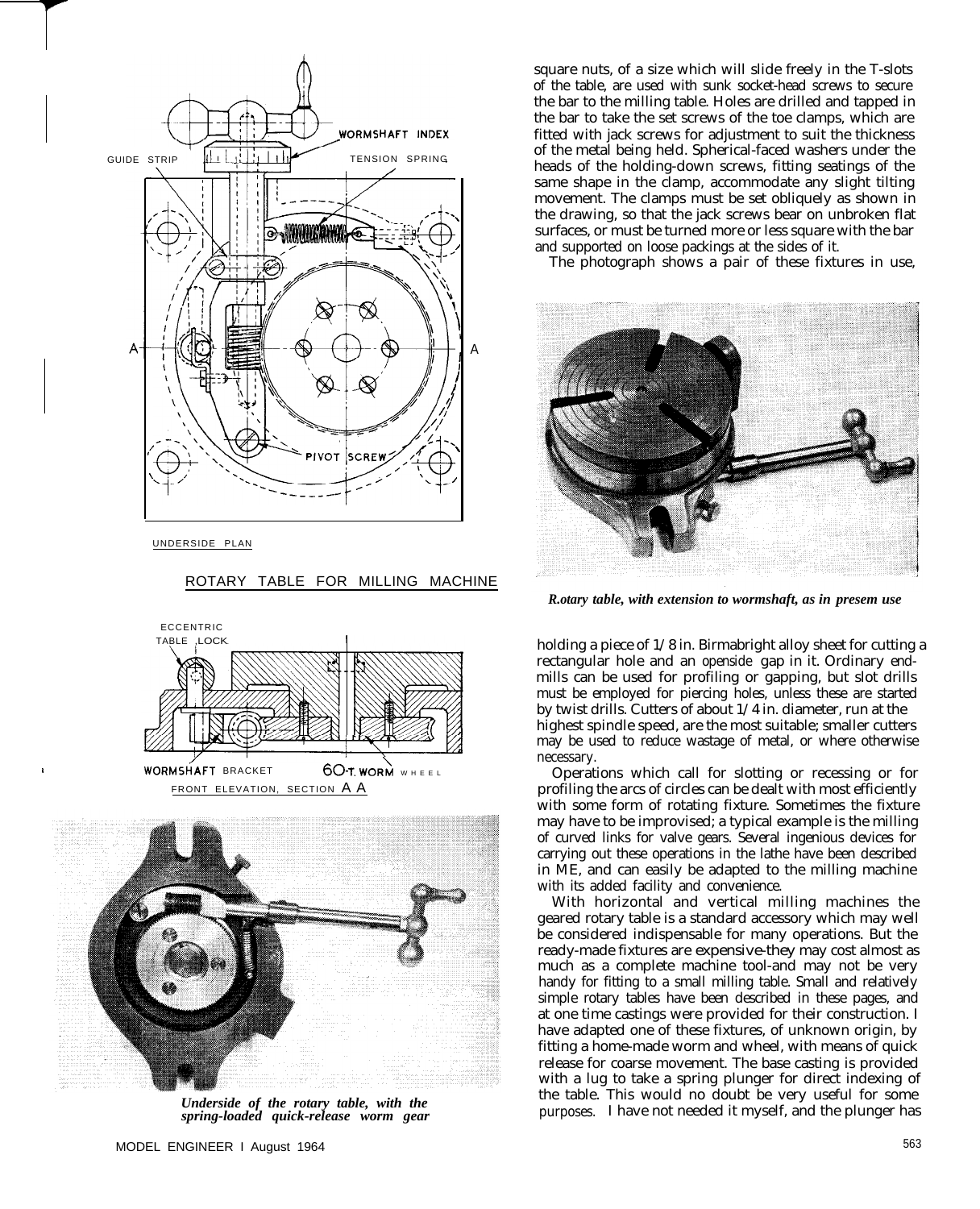square nuts, of a size which will slide freely in the T-slots of the table, are used with sunk socket-head screws to secure the bar to the milling table. Holes are drilled and tapped in the bar to take the set screws of the toe clamps, which are fitted with jack screws for adjustment to suit the thickness of the metal being held. Spherical-faced washers under the heads of the holding-down screws, fitting seatings of the same shape in the clamp, accommodate any slight tilting movement. The clamps must be set obliquely as shown in the drawing, so that the jack screws bear on unbroken flat surfaces, or must be turned more or less square with the bar and supported on loose packings at the sides of it.

The photograph shows a pair of these fixtures in use, holding a piece of 1/8 in. Birmabright alloy sheet for cutting a rectangular hole and an openside gap in it. Ordinary end-mills can be used for profiling or gapping, but slot drills must be employed for piercing holes, unless these are started by twist drills. Cutters of about 1/4 in. diameter, run at the highest spindle speed, are the most suitable; smaller cutters may be used to reduce wastage of metal, or where otherwise necessary.

Operations which call for slotting or recessing or for profiling the arcs of circles can be dealt with most efficiently with some form of rotating fixture. Sometimes the fixture may have to be improvised; a typical example is the milling of curved links for valve gears. Several ingenious devices for carrying out these operations in the lathe have been described in ME, and can easily be adapted to the milling machine with its added facility and convenience.

With horizontal and vertical milling machines the geared rotary table is a standard accessory which may well be considered indispensable for many operations. But the ready-made fixtures are expensive-they may cost almost as much as a complete machine tool-and may not be very handy for fitting to a small milling table. Small and relatively simple rotary tables have been described in these pages, and at one time castings were provided for their construction. I have adapted one of these fixtures, of unknown origin, by fitting a home-made worm and wheel, with means of quick release for coarse movement. The base casting is provided with a lug to take a spring plunger for direct indexing of the table. This would no doubt be very useful for some purposes. I have not needed it myself, and the plunger has

ROTARY TABLE FOR MILLING MACHINE

UNDERSIDE PLAN

FRONT ELEVATION, SECTION A A

*Rotary table, with extension to wormshaft, as in present use*

*Underside of the rotary table, with the spring-loaded quick-release worm gear*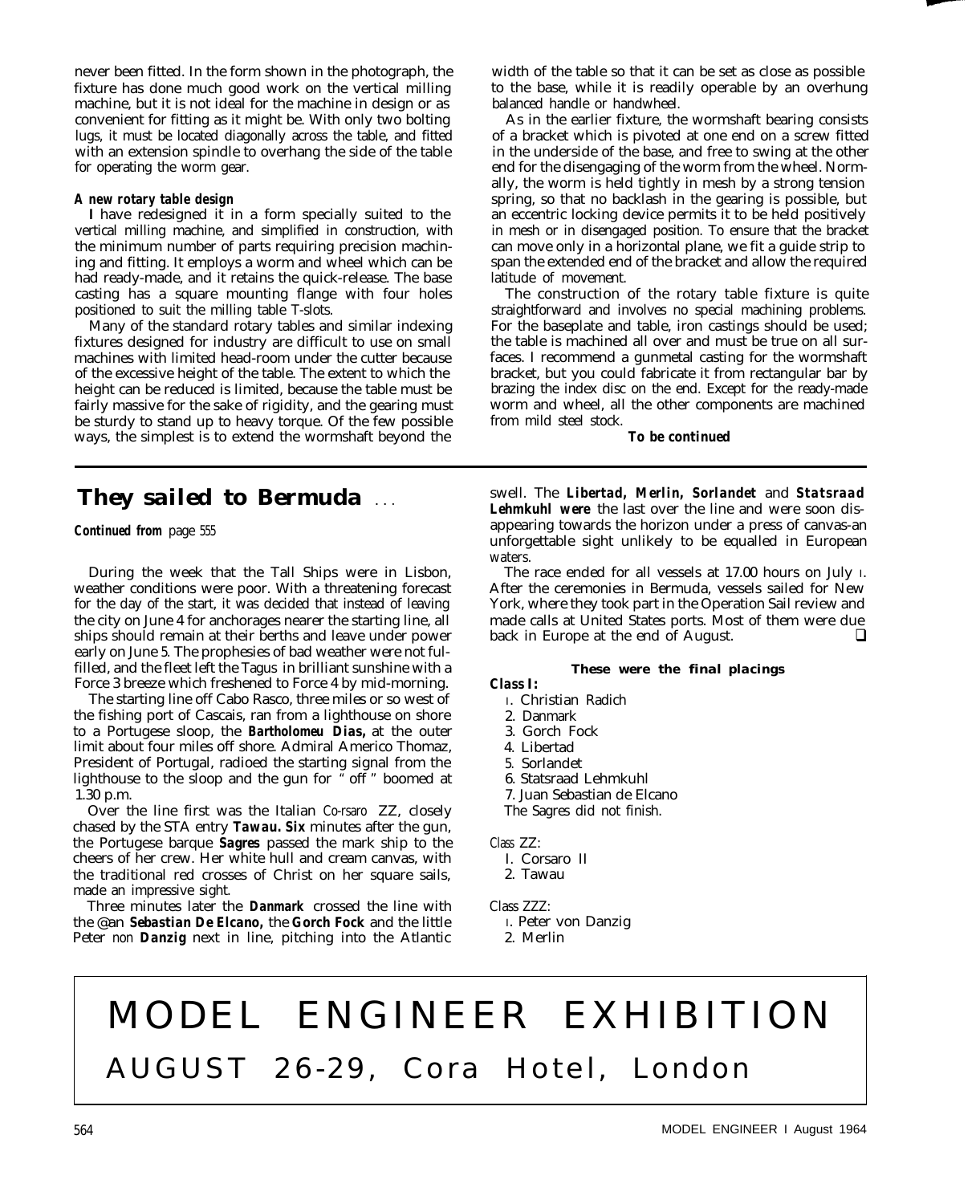never been fitted. In the form shown in the photograph, the fixture has done much good work on the vertical milling machine, but it is not ideal for the machine in design or as convenient for fitting as it might be. With only two bolting lugs, it must be located diagonally across the table, and fitted with an extension spindle to overhang the side of the table for operating the worm gear.

**A new rotary table design**

I have redesigned it in a form specially suited to the vertical milling machine, and simplified in construction, with the minimum number of parts requiring precision machining and fitting. It employs a worm and wheel which can be had ready-made, and it retains the quick-release. The base casting has a square mounting flange with four holes positioned to suit the milling table T-slots.

Many of the standard rotary tables and similar indexing fixtures designed for industry are difficult to use on small machines with limited head-room under the cutter because of the excessive height of the table. The extent to which the height can be reduced is limited, because the table must be fairly massive for the sake of rigidity, and the gearing must be sturdy to stand up to heavy torque. Of the few possible ways, the simplest is to extend the wormshaft beyond the width of the table so that it can be set as close as possible to the base, while it is readily operable by an overhung balanced handle or handwheel.

As in the earlier fixture, the wormshaft bearing consists of a bracket which is pivoted at one end on a screw fitted in the underside of the base, and free to swing at the other end for the disengaging of the worm from the wheel. Normally, the worm is held tightly in mesh by a strong tension spring, so that no backlash in the gearing is possible, but an eccentric locking device permits it to be held positively in mesh or in disengaged position. To ensure that the bracket can move only in a horizontal plane, we fit a guide strip to span the extended end of the bracket and allow the required latitude of movement.

The construction of the rotary table fixture is quite straightforward and involves no special machining problems. For the baseplate and table, iron castings should be used; the table is machined all over and must be true on all surfaces. I recommend a gunmetal casting for the wormshaft bracket, but you could fabricate it from rectangular bar by brazing the index disc on the end. Except for the ready-made worm and wheel, all the other components are machined from mild steel stock.

**To be continued**

## They sailed to Bermuda ...

*Continued from page 555*

During the week that the Tall Ships were in Lisbon, weather conditions were poor. With a threatening forecast for the day of the start, it was decided that instead of leaving the city on June 4 for anchorages nearer the starting line, all ships should remain at their berths and leave under power early on June 5. The prophesies of bad weather were not fulfilled, and the fleet left the Tagus in brilliant sunshine with a Force 3 breeze which freshened to Force 4 by mid-morning.

The starting line off Cabo Rasco, three miles or so west of the fishing port of Cascais, ran from a lighthouse on shore to a Portugese sloop, the **Bartholomeu Dias,** at the outer limit about four miles off shore. Admiral Americo Thomaz, President of Portugal, radioed the starting signal from the lighthouse to the sloop and the gun for " off " boomed at 1.30 p.m.

Over the line first was the Italian *Co-rsaro* ZZ, closely chased by the STA entry **Tawau. Six** minutes after the gun, the Portugese barque **Sagres** passed the mark ship to the cheers of her crew. Her white hull and cream canvas, with the traditional red crosses of Christ on her square sails, made an impressive sight.

Three minutes later the **Danmark** crossed the line with the @an **Sebastian De Elcano,** the **Gorch Fock** and the little Peter *non* **Danzig** next in line, pitching into the Atlantic swell. The **Libertad, Merlin, Sorlandet** and **Statsraad Lehmkuhl were** the last over the line and were soon disappearing towards the horizon under a press of canvas-an unforgettable sight unlikely to be equalled in European waters.

The race ended for all vessels at 17.00 hours on July I. After the ceremonies in Bermuda, vessels sailed for New York, where they took part in the Operation Sail review and made calls at United States ports. Most of them were due back in Europe at the end of August.

**These were the final placings**

**Class I:**

1. Christian Radich
2. Danmark
3. Gorch Fock
4. Libertad
5. Sorlandet
6. Statsraad Lehmkuhl
7. Juan Sebastian de Elcano

The Sagres did not finish.

Class ZZ:

1. Corsaro II
2. Tawau

Class ZZZ:

1. Peter von Danzig
2. Merlin

# MODEL ENGINEER EXHIBITION

## AUGUST 26-29, Cora Hotel, London